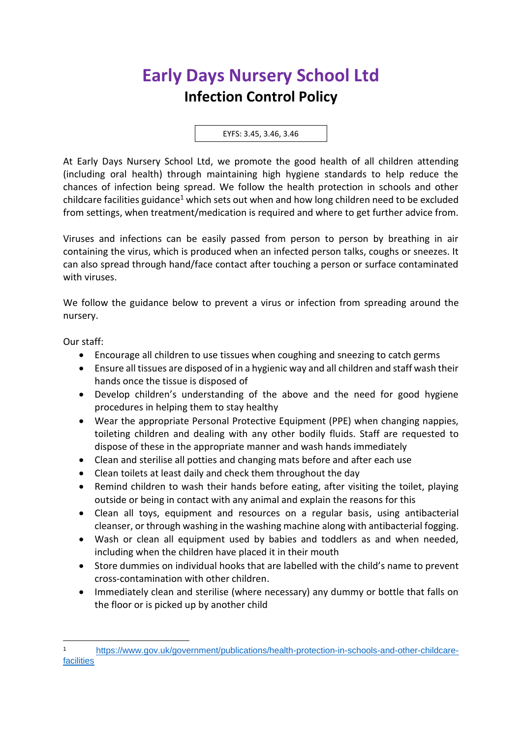# Early Days Nursery School Ltd

## Infection Control Policy

EYFS: 3.45, 3.46, 3.46

At Early Days Nursery School Ltd, we promote the good health of all children attending (including oral health) through maintaining high hygiene standards to help reduce the chances of infection being spread. We follow the health protection in schools and other childcare facilities guidance[1] which sets out when and how long children need to be excluded from settings, when treatment/medication is required and where to get further advice from.

Viruses and infections can be easily passed from person to person by breathing in air containing the virus, which is produced when an infected person talks, coughs or sneezes. It can also spread through hand/face contact after touching a person or surface contaminated with viruses.

We follow the guidance below to prevent a virus or infection from spreading around the nursery.

Our staff:

- Encourage all children to use tissues when coughing and sneezing to catch germs
- Ensure all tissues are disposed of in a hygienic way and all children and staff wash their hands once the tissue is disposed of
- Develop children's understanding of the above and the need for good hygiene procedures in helping them to stay healthy
- Wear the appropriate Personal Protective Equipment (PPE) when changing nappies, toileting children and dealing with any other bodily fluids. Staff are requested to dispose of these in the appropriate manner and wash hands immediately
- Clean and sterilise all potties and changing mats before and after each use
- Clean toilets at least daily and check them throughout the day
- Remind children to wash their hands before eating, after visiting the toilet, playing outside or being in contact with any animal and explain the reasons for this
- Clean all toys, equipment and resources on a regular basis, using antibacterial cleanser, or through washing in the washing machine along with antibacterial fogging.
- Wash or clean all equipment used by babies and toddlers as and when needed, including when the children have placed it in their mouth
- Store dummies on individual hooks that are labelled with the child's name to prevent cross-contamination with other children.
- Immediately clean and sterilise (where necessary) any dummy or bottle that falls on the floor or is picked up by another child

---

[1] https://www.gov.uk/government/publications/health-protection-in-schools-and-other-childcare-facilities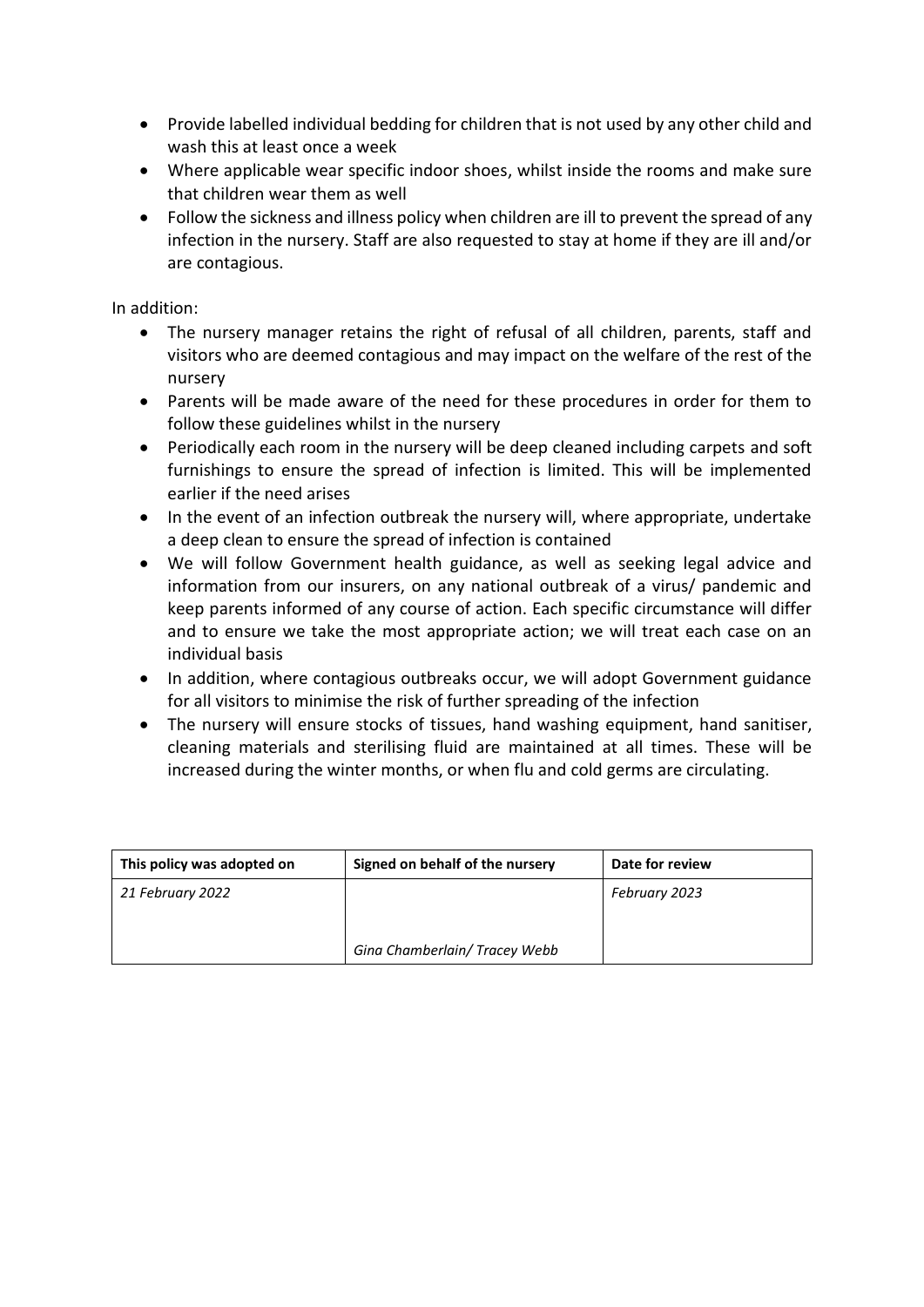- Provide labelled individual bedding for children that is not used by any other child and wash this at least once a week
- Where applicable wear specific indoor shoes, whilst inside the rooms and make sure that children wear them as well
- Follow the sickness and illness policy when children are ill to prevent the spread of any infection in the nursery. Staff are also requested to stay at home if they are ill and/or are contagious.

In addition:

- The nursery manager retains the right of refusal of all children, parents, staff and visitors who are deemed contagious and may impact on the welfare of the rest of the nursery
- Parents will be made aware of the need for these procedures in order for them to follow these guidelines whilst in the nursery
- Periodically each room in the nursery will be deep cleaned including carpets and soft furnishings to ensure the spread of infection is limited. This will be implemented earlier if the need arises
- In the event of an infection outbreak the nursery will, where appropriate, undertake a deep clean to ensure the spread of infection is contained
- We will follow Government health guidance, as well as seeking legal advice and information from our insurers, on any national outbreak of a virus/ pandemic and keep parents informed of any course of action. Each specific circumstance will differ and to ensure we take the most appropriate action; we will treat each case on an individual basis
- In addition, where contagious outbreaks occur, we will adopt Government guidance for all visitors to minimise the risk of further spreading of the infection
- The nursery will ensure stocks of tissues, hand washing equipment, hand sanitiser, cleaning materials and sterilising fluid are maintained at all times. These will be increased during the winter months, or when flu and cold germs are circulating.

| **This policy was adopted on** | **Signed on behalf of the nursery** | **Date for review** |
| --- | --- | --- |
| *21 February 2022* | *Gina Chamberlain/ Tracey Webb* | *February 2023* |